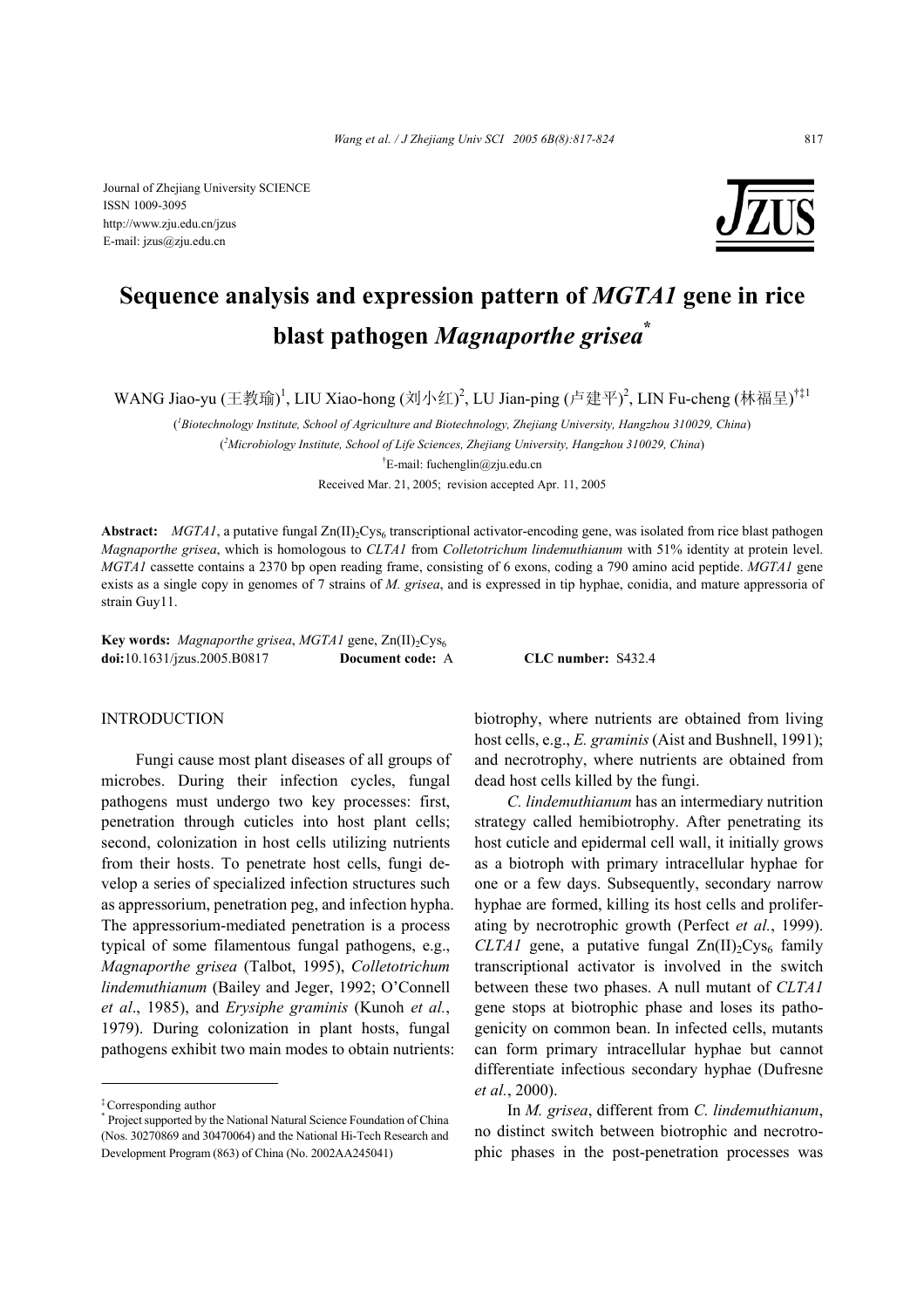Journal of Zhejiang University SCIENCE
ISSN 1009-3095
http://www.zju.edu.cn/jzus
E-mail: jzus@zju.edu.cn

# Sequence analysis and expression pattern of *MGTA1* gene in rice blast pathogen *Magnaporthe grisea*\*

WANG Jiao-yu (王教瑜)[1], LIU Xiao-hong (刘小红)[2], LU Jian-ping (卢建平)[2], LIN Fu-cheng (林福呈)[†‡1]

([1]*Biotechnology Institute, School of Agriculture and Biotechnology, Zhejiang University, Hangzhou 310029, China*)

([2]*Microbiology Institute, School of Life Sciences, Zhejiang University, Hangzhou 310029, China*)

[†]E-mail: fuchenglin@zju.edu.cn

Received Mar. 21, 2005; revision accepted Apr. 11, 2005

**Abstract:** *MGTA1*, a putative fungal Zn(II)$_2$Cys$_6$ transcriptional activator-encoding gene, was isolated from rice blast pathogen *Magnaporthe grisea*, which is homologous to *CLTA1* from *Colletotrichum lindemuthianum* with 51% identity at protein level. *MGTA1* cassette contains a 2370 bp open reading frame, consisting of 6 exons, coding a 790 amino acid peptide. *MGTA1* gene exists as a single copy in genomes of 7 strains of *M. grisea*, and is expressed in tip hyphae, conidia, and mature appressoria of strain Guy11.

**Key words:** *Magnaporthe grisea*, *MGTA1* gene, Zn(II)$_2$Cys$_6$
**doi:**10.1631/jzus.2005.B0817 **Document code:** A **CLC number:** S432.4

## INTRODUCTION

Fungi cause most plant diseases of all groups of microbes. During their infection cycles, fungal pathogens must undergo two key processes: first, penetration through cuticles into host plant cells; second, colonization in host cells utilizing nutrients from their hosts. To penetrate host cells, fungi develop a series of specialized infection structures such as appressorium, penetration peg, and infection hypha. The appressorium-mediated penetration is a process typical of some filamentous fungal pathogens, e.g., *Magnaporthe grisea* (Talbot, 1995), *Colletotrichum lindemuthianum* (Bailey and Jeger, 1992; O'Connell *et al*., 1985), and *Erysiphe graminis* (Kunoh *et al.*, 1979). During colonization in plant hosts, fungal pathogens exhibit two main modes to obtain nutrients: biotrophy, where nutrients are obtained from living host cells, e.g., *E. graminis* (Aist and Bushnell, 1991); and necrotrophy, where nutrients are obtained from dead host cells killed by the fungi.

*C. lindemuthianum* has an intermediary nutrition strategy called hemibiotrophy. After penetrating its host cuticle and epidermal cell wall, it initially grows as a biotroph with primary intracellular hyphae for one or a few days. Subsequently, secondary narrow hyphae are formed, killing its host cells and proliferating by necrotrophic growth (Perfect *et al.*, 1999). *CLTA1* gene, a putative fungal Zn(II)$_2$Cys$_6$ family transcriptional activator is involved in the switch between these two phases. A null mutant of *CLTA1* gene stops at biotrophic phase and loses its pathogenicity on common bean. In infected cells, mutants can form primary intracellular hyphae but cannot differentiate infectious secondary hyphae (Dufresne *et al.*, 2000).

In *M. grisea*, different from *C. lindemuthianum*, no distinct switch between biotrophic and necrotrophic phases in the post-penetration processes was

‡ Corresponding author

\* Project supported by the National Natural Science Foundation of China (Nos. 30270869 and 30470064) and the National Hi-Tech Research and Development Program (863) of China (No. 2002AA245041)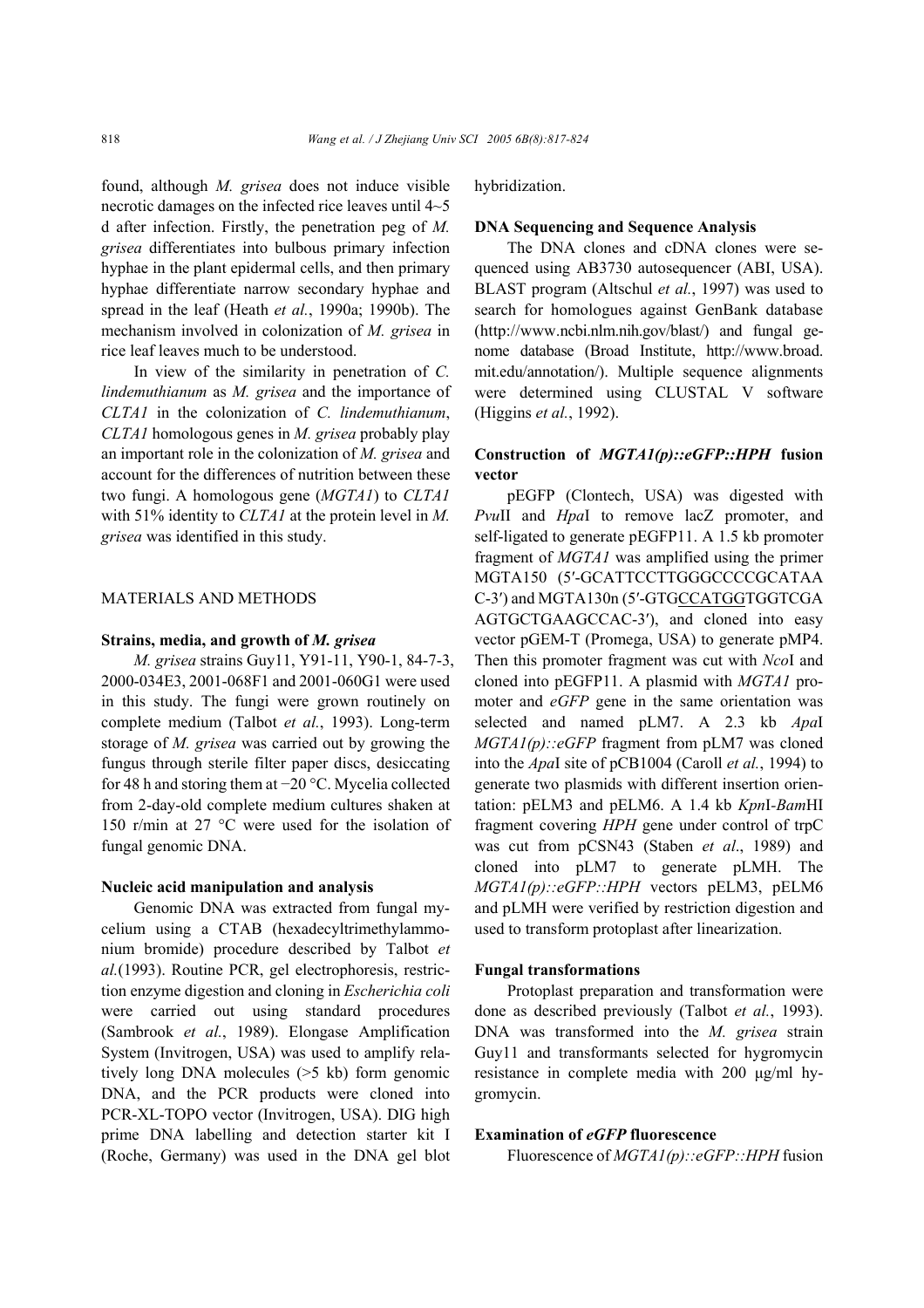found, although *M. grisea* does not induce visible necrotic damages on the infected rice leaves until 4~5 d after infection. Firstly, the penetration peg of *M. grisea* differentiates into bulbous primary infection hyphae in the plant epidermal cells, and then primary hyphae differentiate narrow secondary hyphae and spread in the leaf (Heath *et al.*, 1990a; 1990b). The mechanism involved in colonization of *M. grisea* in rice leaf leaves much to be understood.

In view of the similarity in penetration of *C. lindemuthianum* as *M. grisea* and the importance of *CLTA1* in the colonization of *C. lindemuthianum*, *CLTA1* homologous genes in *M. grisea* probably play an important role in the colonization of *M. grisea* and account for the differences of nutrition between these two fungi. A homologous gene (*MGTA1*) to *CLTA1* with 51% identity to *CLTA1* at the protein level in *M. grisea* was identified in this study.

## MATERIALS AND METHODS

### Strains, media, and growth of *M. grisea*

*M. grisea* strains Guy11, Y91-11, Y90-1, 84-7-3, 2000-034E3, 2001-068F1 and 2001-060G1 were used in this study. The fungi were grown routinely on complete medium (Talbot *et al.*, 1993). Long-term storage of *M. grisea* was carried out by growing the fungus through sterile filter paper discs, desiccating for 48 h and storing them at −20 °C. Mycelia collected from 2-day-old complete medium cultures shaken at 150 r/min at 27 °C were used for the isolation of fungal genomic DNA.

### Nucleic acid manipulation and analysis

Genomic DNA was extracted from fungal mycelium using a CTAB (hexadecyltrimethylammonium bromide) procedure described by Talbot *et al.*(1993). Routine PCR, gel electrophoresis, restriction enzyme digestion and cloning in *Escherichia coli* were carried out using standard procedures (Sambrook *et al.*, 1989). Elongase Amplification System (Invitrogen, USA) was used to amplify relatively long DNA molecules (>5 kb) form genomic DNA, and the PCR products were cloned into PCR-XL-TOPO vector (Invitrogen, USA). DIG high prime DNA labelling and detection starter kit I (Roche, Germany) was used in the DNA gel blot hybridization.

### DNA Sequencing and Sequence Analysis

The DNA clones and cDNA clones were sequenced using AB3730 autosequencer (ABI, USA). BLAST program (Altschul *et al.*, 1997) was used to search for homologues against GenBank database (http://www.ncbi.nlm.nih.gov/blast/) and fungal genome database (Broad Institute, http://www.broad.mit.edu/annotation/). Multiple sequence alignments were determined using CLUSTAL V software (Higgins *et al.*, 1992).

### Construction of *MGTA1(p)::eGFP::HPH* fusion vector

pEGFP (Clontech, USA) was digested with *Pvu*II and *Hpa*I to remove lacZ promoter, and self-ligated to generate pEGFP11. A 1.5 kb promoter fragment of *MGTA1* was amplified using the primer MGTA150 (5′-GCATTCCTTGGGCCCCGCATAAC-3′) and MGTA130n (5′-GTGCCATGGTGGTCGAAGTGCTGAAGCCAC-3′), and cloned into easy vector pGEM-T (Promega, USA) to generate pMP4. Then this promoter fragment was cut with *Nco*I and cloned into pEGFP11. A plasmid with *MGTA1* promoter and *eGFP* gene in the same orientation was selected and named pLM7. A 2.3 kb *Apa*I *MGTA1(p)::eGFP* fragment from pLM7 was cloned into the *Apa*I site of pCB1004 (Caroll *et al.*, 1994) to generate two plasmids with different insertion orientation: pELM3 and pELM6. A 1.4 kb *Kpn*I-*Bam*HI fragment covering *HPH* gene under control of trpC was cut from pCSN43 (Staben *et al*., 1989) and cloned into pLM7 to generate pLMH. The *MGTA1(p)::eGFP::HPH* vectors pELM3, pELM6 and pLMH were verified by restriction digestion and used to transform protoplast after linearization.

### Fungal transformations

Protoplast preparation and transformation were done as described previously (Talbot *et al.*, 1993). DNA was transformed into the *M. grisea* strain Guy11 and transformants selected for hygromycin resistance in complete media with 200 μg/ml hygromycin.

### Examination of *eGFP* fluorescence

Fluorescence of *MGTA1(p)::eGFP::HPH* fusion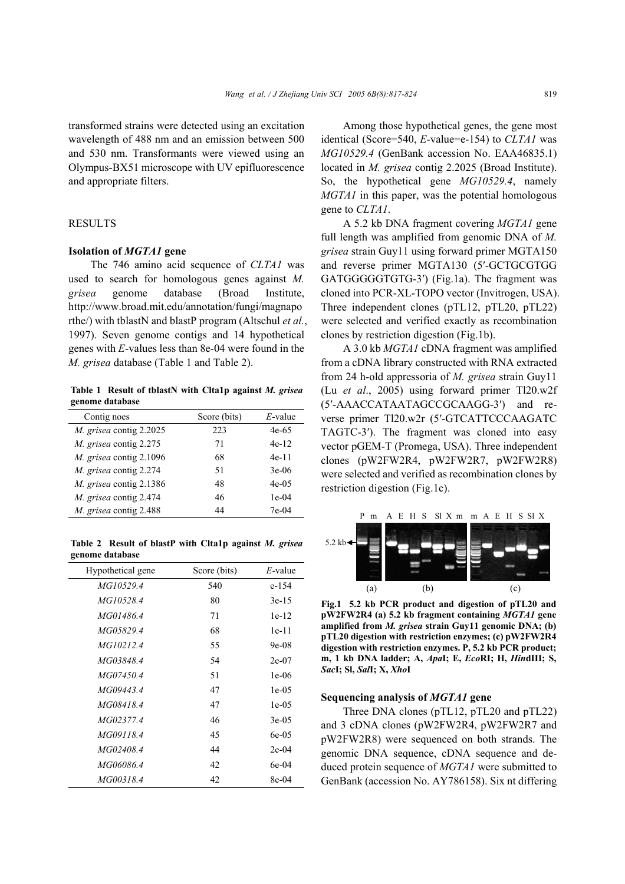transformed strains were detected using an excitation wavelength of 488 nm and an emission between 500 and 530 nm. Transformants were viewed using an Olympus-BX51 microscope with UV epifluorescence and appropriate filters.

## RESULTS

### Isolation of *MGTA1* gene

The 746 amino acid sequence of *CLTA1* was used to search for homologous genes against *M. grisea* genome database (Broad Institute, http://www.broad.mit.edu/annotation/fungi/magnaporthe/) with tblastN and blastP program (Altschul *et al.*, 1997). Seven genome contigs and 14 hypothetical genes with *E*-values less than 8e-04 were found in the *M. grisea* database (Table 1 and Table 2).

**Table 1 Result of tblastN with Clta1p against *M. grisea* genome database**

| Contig noes | Score (bits) | *E*-value |
|---|---|---|
| *M. grisea* contig 2.2025 | 223 | 4e-65 |
| *M. grisea* contig 2.275 | 71 | 4e-12 |
| *M. grisea* contig 2.1096 | 68 | 4e-11 |
| *M. grisea* contig 2.274 | 51 | 3e-06 |
| *M. grisea* contig 2.1386 | 48 | 4e-05 |
| *M. grisea* contig 2.474 | 46 | 1e-04 |
| *M. grisea* contig 2.488 | 44 | 7e-04 |

**Table 2 Result of blastP with Clta1p against *M. grisea* genome database**

| Hypothetical gene | Score (bits) | *E*-value |
|---|---|---|
| *MG10529.4* | 540 | e-154 |
| *MG10528.4* | 80 | 3e-15 |
| *MG01486.4* | 71 | 1e-12 |
| *MG05829.4* | 68 | 1e-11 |
| *MG10212.4* | 55 | 9e-08 |
| *MG03848.4* | 54 | 2e-07 |
| *MG07450.4* | 51 | 1e-06 |
| *MG09443.4* | 47 | 1e-05 |
| *MG08418.4* | 47 | 1e-05 |
| *MG02377.4* | 46 | 3e-05 |
| *MG09118.4* | 45 | 6e-05 |
| *MG02408.4* | 44 | 2e-04 |
| *MG06086.4* | 42 | 6e-04 |
| *MG00318.4* | 42 | 8e-04 |

Among those hypothetical genes, the gene most identical (Score=540, *E*-value=e-154) to *CLTA1* was *MG10529.4* (GenBank accession No. EAA46835.1) located in *M. grisea* contig 2.2025 (Broad Institute). So, the hypothetical gene *MG10529.4*, namely *MGTA1* in this paper, was the potential homologous gene to *CLTA1*.

A 5.2 kb DNA fragment covering *MGTA1* gene full length was amplified from genomic DNA of *M. grisea* strain Guy11 using forward primer MGTA150 and reverse primer MGTA130 (5′-GCTGCGTGG GATGGGGGTGTG-3′) (Fig.1a). The fragment was cloned into PCR-XL-TOPO vector (Invitrogen, USA). Three independent clones (pTL12, pTL20, pTL22) were selected and verified exactly as recombination clones by restriction digestion (Fig.1b).

A 3.0 kb *MGTA1* cDNA fragment was amplified from a cDNA library constructed with RNA extracted from 24 h-old appressoria of *M. grisea* strain Guy11 (Lu *et al.*, 2005) using forward primer Tl20.w2f (5′-AAACCATAATAGCCGCAAGG-3′) and reverse primer Tl20.w2r (5′-GTCATTCCCAAGATC TAGTC-3′). The fragment was cloned into easy vector pGEM-T (Promega, USA). Three independent clones (pW2FW2R4, pW2FW2R7, pW2FW2R8) were selected and verified as recombination clones by restriction digestion (Fig.1c).

**Fig.1 5.2 kb PCR product and digestion of pTL20 and pW2FW2R4 (a) 5.2 kb fragment containing *MGTA1* gene amplified from *M. grisea* strain Guy11 genomic DNA; (b) pTL20 digestion with restriction enzymes; (c) pW2FW2R4 digestion with restriction enzymes. P, 5.2 kb PCR product; m, 1 kb DNA ladder; A, *Apa*I; E, *Eco*RI; H, *Hin*dIII; S, *Sac*I; Sl, *Sal*I; X, *Xho*I**

### Sequencing analysis of *MGTA1* gene

Three DNA clones (pTL12, pTL20 and pTL22) and 3 cDNA clones (pW2FW2R4, pW2FW2R7 and pW2FW2R8) were sequenced on both strands. The genomic DNA sequence, cDNA sequence and deduced protein sequence of *MGTA1* were submitted to GenBank (accession No. AY786158). Six nt differing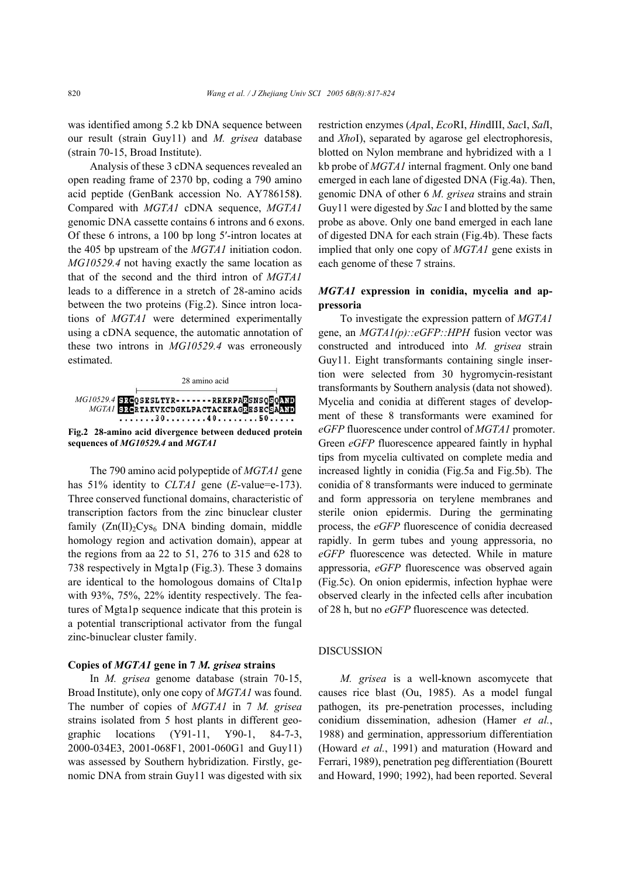was identified among 5.2 kb DNA sequence between our result (strain Guy11) and *M. grisea* database (strain 70-15, Broad Institute).

Analysis of these 3 cDNA sequences revealed an open reading frame of 2370 bp, coding a 790 amino acid peptide (GenBank accession No. AY786158**)**. Compared with *MGTA1* cDNA sequence, *MGTA1* genomic DNA cassette contains 6 introns and 6 exons. Of these 6 introns, a 100 bp long 5′-intron locates at the 405 bp upstream of the *MGTA1* initiation codon. *MG10529.4* not having exactly the same location as that of the second and the third intron of *MGTA1* leads to a difference in a stretch of 28-amino acids between the two proteins (Fig.2). Since intron locations of *MGTA1* were determined experimentally using a cDNA sequence, the automatic annotation of these two introns in *MG10529.4* was erroneously estimated.

```
                 28 amino acid
MG10529.4 SRCQSESLTYR-------RRKRPARSNSQSQAND
    MGTA1 SRCRTAKVKCDGKLPACTACEKAGRESECSAAND
          .......30........40........50.....
```

**Fig.2 28-amino acid divergence between deduced protein sequences of** ***MG10529.4*** **and** ***MGTA1***

The 790 amino acid polypeptide of *MGTA1* gene has 51% identity to *CLTA1* gene (*E*-value=e-173). Three conserved functional domains, characteristic of transcription factors from the zinc binuclear cluster family ($(Zn(II))_2Cys_6$ DNA binding domain, middle homology region and activation domain), appear at the regions from aa 22 to 51, 276 to 315 and 628 to 738 respectively in Mgta1p (Fig.3). These 3 domains are identical to the homologous domains of Clta1p with 93%, 75%, 22% identity respectively. The features of Mgta1p sequence indicate that this protein is a potential transcriptional activator from the fungal zinc-binuclear cluster family.

### Copies of *MGTA1* gene in 7 *M. grisea* strains

In *M. grisea* genome database (strain 70-15, Broad Institute), only one copy of *MGTA1* was found. The number of copies of *MGTA1* in 7 *M. grisea* strains isolated from 5 host plants in different geographic locations (Y91-11, Y90-1, 84-7-3, 2000-034E3, 2001-068F1, 2001-060G1 and Guy11) was assessed by Southern hybridization. Firstly, genomic DNA from strain Guy11 was digested with six restriction enzymes (*Apa*I, *Eco*RI, *Hin*dIII, *Sac*I, *Sal*I, and *Xho*I), separated by agarose gel electrophoresis, blotted on Nylon membrane and hybridized with a 1 kb probe of *MGTA1* internal fragment. Only one band emerged in each lane of digested DNA (Fig.4a). Then, genomic DNA of other 6 *M. grisea* strains and strain Guy11 were digested by *Sac* I and blotted by the same probe as above. Only one band emerged in each lane of digested DNA for each strain (Fig.4b). These facts implied that only one copy of *MGTA1* gene exists in each genome of these 7 strains.

### *MGTA1* expression in conidia, mycelia and appressoria

To investigate the expression pattern of *MGTA1* gene, an *MGTA1(p)::eGFP::HPH* fusion vector was constructed and introduced into *M. grisea* strain Guy11. Eight transformants containing single insertion were selected from 30 hygromycin-resistant transformants by Southern analysis (data not showed). Mycelia and conidia at different stages of development of these 8 transformants were examined for *eGFP* fluorescence under control of *MGTA1* promoter. Green *eGFP* fluorescence appeared faintly in hyphal tips from mycelia cultivated on complete media and increased lightly in conidia (Fig.5a and Fig.5b). The conidia of 8 transformants were induced to germinate and form appressoria on terylene membranes and sterile onion epidermis. During the germinating process, the *eGFP* fluorescence of conidia decreased rapidly. In germ tubes and young appressoria, no *eGFP* fluorescence was detected. While in mature appressoria, *eGFP* fluorescence was observed again (Fig.5c). On onion epidermis, infection hyphae were observed clearly in the infected cells after incubation of 28 h, but no *eGFP* fluorescence was detected.

## DISCUSSION

*M. grisea* is a well-known ascomycete that causes rice blast (Ou, 1985). As a model fungal pathogen, its pre-penetration processes, including conidium dissemination, adhesion (Hamer *et al.*, 1988) and germination, appressorium differentiation (Howard *et al.*, 1991) and maturation (Howard and Ferrari, 1989), penetration peg differentiation (Bourett and Howard, 1990; 1992), had been reported. Several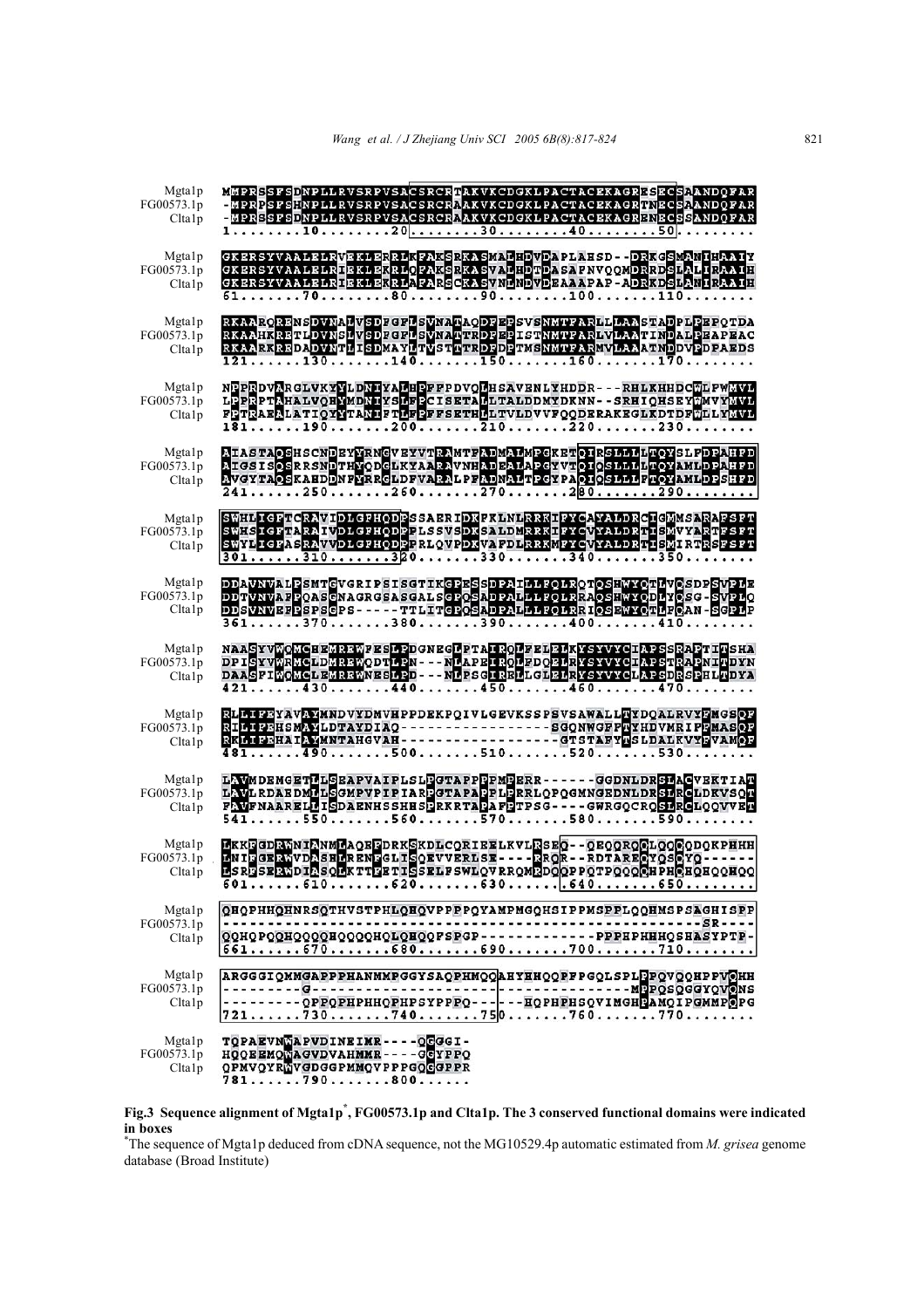```
Mgta1p     MMPRSSFSDNPLLRVSRPVSACSRCRTAKVKCDGKLPACTACEKAGRESECSAANDQFAR
FG00573.1p -MPRPSFSHNPLLRVSRPVSACSRCRAAKVKCDGKLPACTACEKAGRTNECSAANDQFAR
Clta1p     -MPRSSFSDNPLLRVSRPVSACSRCRAAKVKCDGKLPACTACEKAGRENECSSANDQFAR
           1........10........20........30........40........50.........

Mgta1p     GKERSYVAALELRVEKLERRLKFAKSRKASMALHDVDAPLAHSD--DRKGSMANIHAAIY
FG00573.1p GKERSYVAALELRIEKLEKRLQPAKSRKASVALHDTDASAPNVQQMDRRDSLALIRAAIH
Clta1p     GKERSYVAALELRIEKLEKRLAPARSCKASVNLNDVDEAAAPAP-ADRKDSLANIRAAIH
           61......70........80........90........100.......110........

Mgta1p     RKAARQRENSDVNALVSDFGFLSVNATAQDFEPSVSNMTFARLLLAASTADPLPEPQTDA
FG00573.1p RKAAHKRETLDVNSLVSDFGFLSVNATTRDFEPISTNMTFARLVLAATINDALPEAPEAC
Clta1p     RKAARKREDADVNTLISDMAYLTVSTTTRDFDTMSNMTFARMVLAAATNDDVPDPAEDS
           121......130.......140.......150.......160.......170........

Mgta1p     NPPRDVARGLVKYYLDNIYALHPFPPDVQLHSAVENLYHDDR---RHLKHHDCWLPWMVL
FG00573.1p LPPRPTAHALVQHYMDNIYSLHPCISETALLTALDDMYDKNN--SRHIQHSEYWMVYMVL
Clta1p     FPTRAEALATIQYYTANIFTLHPFFSETHLLTVLDVVFQQDERAKEGLKDTDFWLLYMVL
           181......190.......200.......210.......220.......230........

Mgta1p     AIASTAQSHSCNDEYYRNGVEYVTRAMTFADMALMPGKETQIRSLLLLTQYSLFDPAHFD
FG00573.1p AIGSISQSRRSNDTHYQDGLKYAARAVNHADEALAPGYVTQIQSLLLLTQYAMLDPAHFD
Clta1p     AVGYTAQSKAHDDNFYRRGLDFVARALPFADNALTPGYPAQIQSLLLFTQYAMLDPSHFD
           241......250.......260.......270.......280.......290........

Mgta1p     SWHLIGFTCRAVIDLGFHQDPSSAERIDKFKLNLRRKIFYCAYALDRCIGMMSARAFSFT
FG00573.1p SWHSIGFTARAIVDLGFHQDPPLSSVSDKSALDMRRKIFYCVYALDRTISMVYARTFSFT
Clta1p     SWYLIGFASRAVVDLGFHQDPPRLQVPDKVAPDLRRKMFYCVYALDRTISMIRTRSFSPT
           301......310.......320.......330.......340.......350........

Mgta1p     DDAVNVALPSMTGVGRIPSISGTIKGPESSDPAILLFQLRQTQSHWYQTLVQSDPSVPLE
FG00573.1p DDTVNVAFPQASGNAGRGSASGALSGPQSADPALLLFQLRRAQSHWYQDLYQSG-SVPLQ
Clta1p     DDSVNVEFPSPSGPS-----TTLITGPQSADPALLLFQLRRIQSEWYQTLFQAN-SGPLP
           361......370.......380.......390.......400.......410........

Mgta1p     NAASYVWQMCHEMREWFESLPDGNEGLPTAIRQLFELELKYSYVYCIAPSSRAPTITSHA
FG00573.1p DPISYVWRMCLDMREWQDTLPN---NLAPEIRQLFDQELRYSYVYCIAPSTRAPNITDYN
Clta1p     DAASFIWQMCLEMREWNESLPD---NLPSGIRELLGLELRYSYVYCLAPSDRSPHLTDYA
           421......430.......440.......450.......460.......470........

Mgta1p     RLLIFEYAVAYMNDVYDMVHPPDEKPQIVLGEVKSSPSVSAWALLTYDQALRVYEMGSQF
FG00573.1p RILIFEHSMAYLDTAYDIAQ-----------------SGQNWGFFTYHDVMRIPEMASQF
Clta1p     RKLIFEHAIAYMNTAHGVAH------------------GTSTAFYTSLDALKVYEVAMQF
           481......490.......500.......510.......520.......530........

Mgta1p     LAYMDEMGETLLSEAPVAIPLSLPGTAPPPPMPERR------GGDNLDRSLACVEKTIAT
FG00573.1p LAYLRDAEDMLLSGMPVPIPIARPGTAPAPPLPRRLQPQGMNGEDNLDRSLRCLDKVSQT
Clta1p     FAVFNAARELLISDAENHSSHHSPRKRTAPAPFPTPSG----GWRGQCRQSLRCLQQVVET
           541......550.......560.......570.......580.......590........

Mgta1p     LKKFGDRWNIANMLAQEFDRKSKDLCQRIEELKVLRSEQ--QEQQRQQLQQQQDQKPHHH
FG00573.1p LNIFGERWVDASHLRENFGLISQEVVERLSE----RQR--RDTAREQYQSQYQ------
Clta1p     LSRFSERWDIASQLKTTEETISSELFSWLQVRRQMRDQQPPQTPQQQQHPHQHQEQQHQQ
           601......610.......620.......630.......640.......650........

Mgta1p     QHQPHHQHNRSQTHVSTHPHLQHQHQVPPPPQYAMPMGQHSIPPMSPPLQQHMSPSAGHISPP
FG00573.1p ------------------------------------------------------SR----
Clta1p     QQHQPQQHQQQQHQQQQHQLQHQQPSPGP------------PPPHPHHHQSHASYPTP-
           661......670.......680.......690.......700.......710........

Mgta1p     ARGGGIQMMGAPPPHANMMPGGYSAQPHMQQAHYHHQQPFPGQLSPLPPQVQQHPPVQHH
FG00573.1p ---------G-------------------------------------MPPQSQGGYQVQNS
Clta1p     ---------QPPQPHPHHQPHPSYPPPQ------HQPHPHSQVIMGHPAMQIPGMMPQPG
           721......730.......740.......750.......760.......770........

Mgta1p     TQPAEVNWAPVDINEIMR----QGGGI-
FG00573.1p HQQEEMQWAGVDVAHMMR----GGYPPQ
Clta1p     QPMVQYRWVGDGGPMMQVPPPGQGGPPR
           781......790.......800......
```

**Fig.3 Sequence alignment of Mgta1p\*, FG00573.1p and Clta1p. The 3 conserved functional domains were indicated in boxes**

\*The sequence of Mgta1p deduced from cDNA sequence, not the MG10529.4p automatic estimated from *M. grisea* genome database (Broad Institute)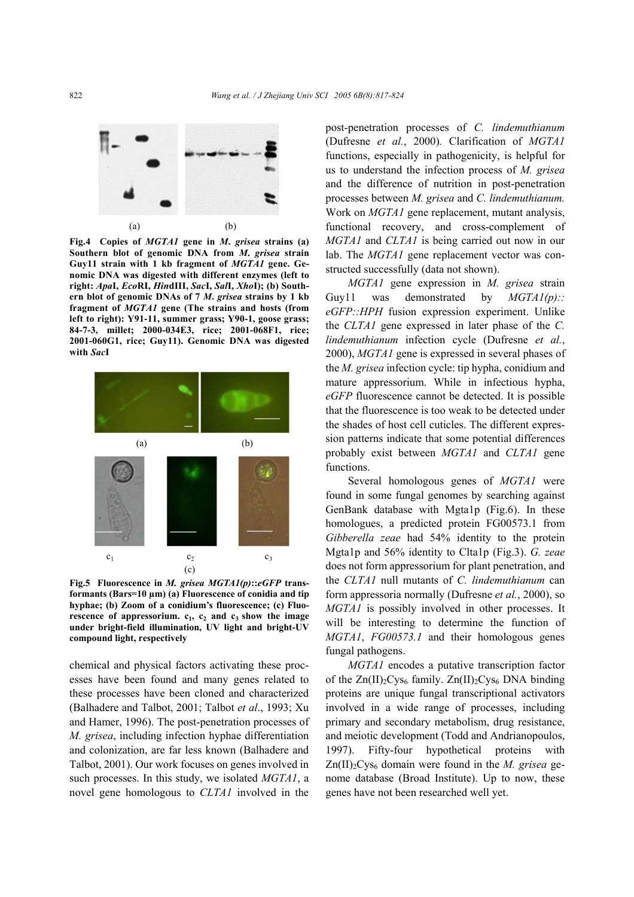**Fig.4 Copies of *MGTA1* gene in *M. grisea* strains (a) Southern blot of genomic DNA from *M. grisea* strain Guy11 strain with 1 kb fragment of *MGTA1* gene. Genomic DNA was digested with different enzymes (left to right: *Apa*I, *Eco*RI, *Hin*dIII, *Sac*I, *Sal*I, *Xho*I); (b) Southern blot of genomic DNAs of 7 *M. grisea* strains by 1 kb fragment of *MGTA1* gene (The strains and hosts (from left to right): Y91-11, summer grass; Y90-1, goose grass; 84-7-3, millet; 2000-034E3, rice; 2001-068F1, rice; 2001-060G1, rice; Guy11). Genomic DNA was digested with *Sac*I**

**Fig.5 Fluorescence in *M. grisea MGTA1(p)::eGFP* transformants (Bars=10 μm) (a) Fluorescence of conidia and tip hyphae; (b) Zoom of a conidium's fluorescence; (c) Fluorescence of appressorium. $c_1$, $c_2$ and $c_3$ show the image under bright-field illumination, UV light and bright-UV compound light, respectively**

chemical and physical factors activating these processes have been found and many genes related to these processes have been cloned and characterized (Balhadere and Talbot, 2001; Talbot *et al*., 1993; Xu and Hamer, 1996). The post-penetration processes of *M. grisea*, including infection hyphae differentiation and colonization, are far less known (Balhadere and Talbot, 2001). Our work focuses on genes involved in such processes. In this study, we isolated *MGTA1*, a novel gene homologous to *CLTA1* involved in the post-penetration processes of *C. lindemuthianum* (Dufresne *et al.*, 2000). Clarification of *MGTA1* functions, especially in pathogenicity, is helpful for us to understand the infection process of *M. grisea* and the difference of nutrition in post-penetration processes between *M. grisea* and *C. lindemuthianum.* Work on *MGTA1* gene replacement, mutant analysis, functional recovery, and cross-complement of *MGTA1* and *CLTA1* is being carried out now in our lab. The *MGTA1* gene replacement vector was constructed successfully (data not shown).

*MGTA1* gene expression in *M. grisea* strain Guy11 was demonstrated by *MGTA1(p)::eGFP::HPH* fusion expression experiment. Unlike the *CLTA1* gene expressed in later phase of the *C. lindemuthianum* infection cycle (Dufresne *et al.*, 2000), *MGTA1* gene is expressed in several phases of the *M. grisea* infection cycle: tip hypha, conidium and mature appressorium. While in infectious hypha, *eGFP* fluorescence cannot be detected. It is possible that the fluorescence is too weak to be detected under the shades of host cell cuticles. The different expression patterns indicate that some potential differences probably exist between *MGTA1* and *CLTA1* gene functions.

Several homologous genes of *MGTA1* were found in some fungal genomes by searching against GenBank database with Mgta1p (Fig.6). In these homologues, a predicted protein FG00573.1 from *Gibberella zeae* had 54% identity to the protein Mgta1p and 56% identity to Clta1p (Fig.3). *G. zeae* does not form appressorium for plant penetration, and the *CLTA1* null mutants of *C. lindemuthianum* can form appressoria normally (Dufresne *et al.*, 2000), so *MGTA1* is possibly involved in other processes. It will be interesting to determine the function of *MGTA1*, *FG00573.1* and their homologous genes fungal pathogens.

*MGTA1* encodes a putative transcription factor of the $Zn(II)_2Cys_6$ family. $Zn(II)_2Cys_6$ DNA binding proteins are unique fungal transcriptional activators involved in a wide range of processes, including primary and secondary metabolism, drug resistance, and meiotic development (Todd and Andrianopoulos, 1997). Fifty-four hypothetical proteins with $Zn(II)_2Cys_6$ domain were found in the *M. grisea* genome database (Broad Institute). Up to now, these genes have not been researched well yet.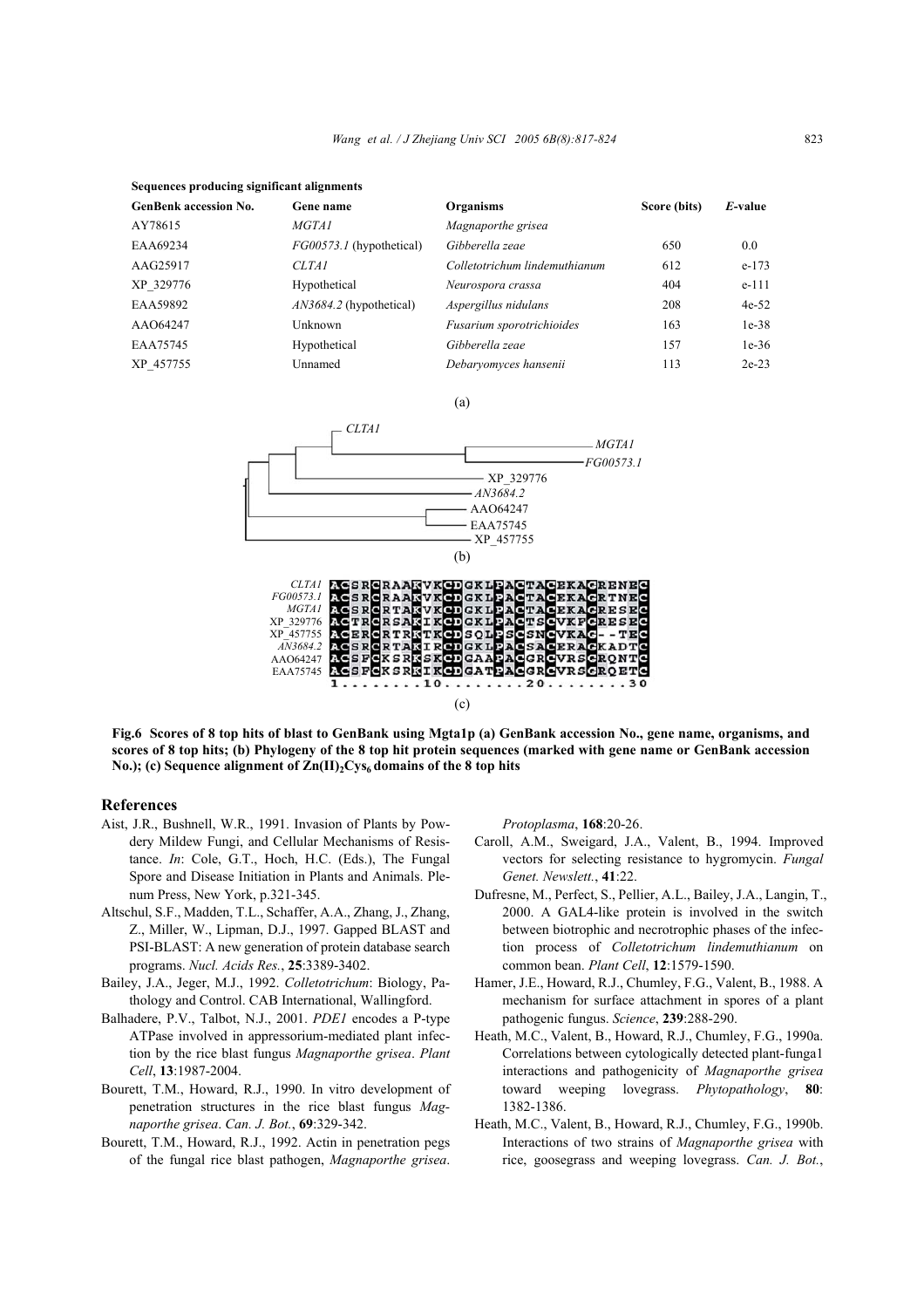**Sequences producing significant alignments**

| GenBenk accession No. | Gene name | Organisms | Score (bits) | *E*-value |
|---|---|---|---|---|
| AY78615 | *MGTA1* | *Magnaporthe grisea* | | |
| EAA69234 | *FG00573.1* (hypothetical) | *Gibberella zeae* | 650 | 0.0 |
| AAG25917 | *CLTA1* | *Colletotrichum lindemuthianum* | 612 | e-173 |
| XP_329776 | Hypothetical | *Neurospora crassa* | 404 | e-111 |
| EAA59892 | *AN3684.2* (hypothetical) | *Aspergillus nidulans* | 208 | 4e-52 |
| AAO64247 | Unknown | *Fusarium sporotrichioides* | 163 | 1e-38 |
| EAA75745 | Hypothetical | *Gibberella zeae* | 157 | 1e-36 |
| XP_457755 | Unnamed | *Debaryomyces hansenii* | 113 | 2e-23 |

(a)

(b)

```
CLTA1      ACSRCRAAKVKCDGKLPACTACEKACRENEC
FG00573.1  ACSRCRAAKVKCDGKLPACTACEKACRTNEC
MGTA1      ACSRCRTAKVKCDGKLPACTACEKACRESEC
XP_329776  ACTRCRSAKIKCDGKLPACTSCVKFCRESEC
XP_457755  ACERCRTRKTKCDSQLPSCSNCVKAG--TEC
AN3684.2   ACSRCRTAKIRCDGKLPACSACERAGKADTC
AAO64247   ACSFCKSRKSKCDGAAPACGRCVRSCRQNTC
EAA75745   ACSFCKSRKIKCDGATPACGRCVRSGRQETC
           1........10........20........30
```

(c)

**Fig.6 Scores of 8 top hits of blast to GenBank using Mgta1p (a) GenBank accession No., gene name, organisms, and scores of 8 top hits; (b) Phylogeny of the 8 top hit protein sequences (marked with gene name or GenBank accession No.); (c) Sequence alignment of $Zn(II)_2Cys_6$ domains of the 8 top hits**

## References

Aist, J.R., Bushnell, W.R., 1991. Invasion of Plants by Powdery Mildew Fungi, and Cellular Mechanisms of Resistance. *In*: Cole, G.T., Hoch, H.C. (Eds.), The Fungal Spore and Disease Initiation in Plants and Animals. Plenum Press, New York, p.321-345.

Altschul, S.F., Madden, T.L., Schaffer, A.A., Zhang, J., Zhang, Z., Miller, W., Lipman, D.J., 1997. Gapped BLAST and PSI-BLAST: A new generation of protein database search programs. *Nucl. Acids Res.*, **25**:3389-3402.

Bailey, J.A., Jeger, M.J., 1992. *Colletotrichum*: Biology, Pathology and Control. CAB International, Wallingford.

Balhadere, P.V., Talbot, N.J., 2001. *PDE1* encodes a P-type ATPase involved in appressorium-mediated plant infection by the rice blast fungus *Magnaporthe grisea*. *Plant Cell*, **13**:1987-2004.

Bourett, T.M., Howard, R.J., 1990. In vitro development of penetration structures in the rice blast fungus *Magnaporthe grisea*. *Can. J. Bot.*, **69**:329-342.

Bourett, T.M., Howard, R.J., 1992. Actin in penetration pegs of the fungal rice blast pathogen, *Magnaporthe grisea*. *Protoplasma*, **168**:20-26.

Caroll, A.M., Sweigard, J.A., Valent, B., 1994. Improved vectors for selecting resistance to hygromycin. *Fungal Genet. Newslett.*, **41**:22.

Dufresne, M., Perfect, S., Pellier, A.L., Bailey, J.A., Langin, T., 2000. A GAL4-like protein is involved in the switch between biotrophic and necrotrophic phases of the infection process of *Colletotrichum lindemuthianum* on common bean. *Plant Cell*, **12**:1579-1590.

Hamer, J.E., Howard, R.J., Chumley, F.G., Valent, B., 1988. A mechanism for surface attachment in spores of a plant pathogenic fungus. *Science*, **239**:288-290.

Heath, M.C., Valent, B., Howard, R.J., Chumley, F.G., 1990a. Correlations between cytologically detected plant-funga1 interactions and pathogenicity of *Magnaporthe grisea* toward weeping lovegrass. *Phytopathology*, **80**: 1382-1386.

Heath, M.C., Valent, B., Howard, R.J., Chumley, F.G., 1990b. Interactions of two strains of *Magnaporthe grisea* with rice, goosegrass and weeping lovegrass. *Can. J. Bot.*,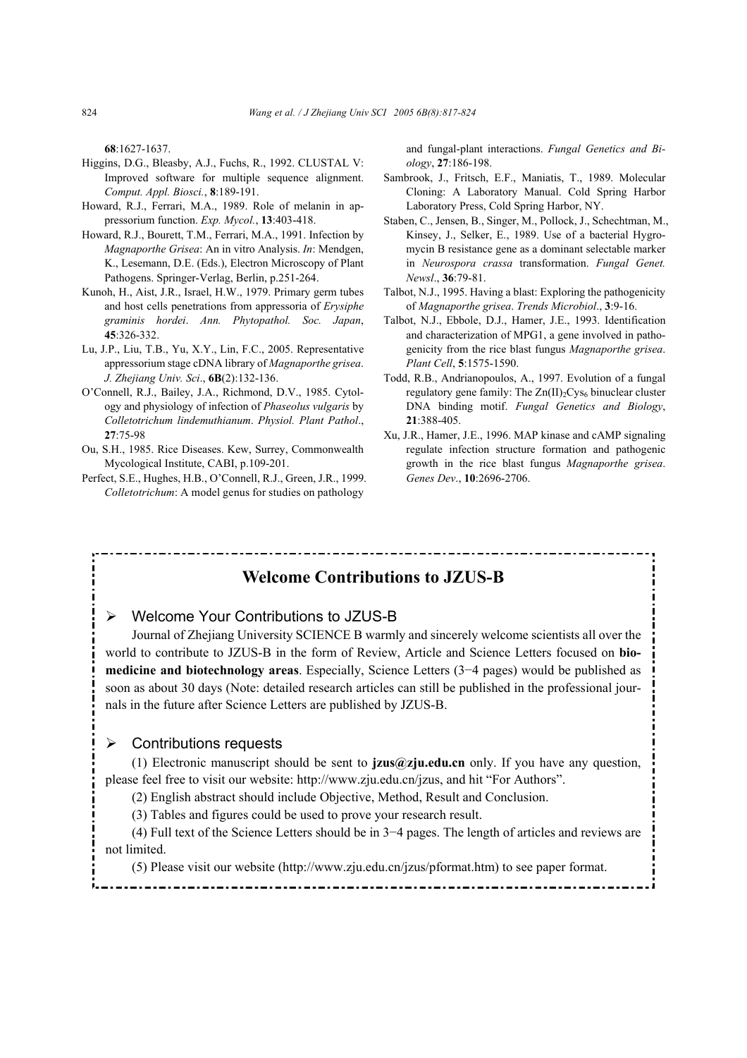**68**:1627-1637.

Higgins, D.G., Bleasby, A.J., Fuchs, R., 1992. CLUSTAL V: Improved software for multiple sequence alignment. *Comput. Appl. Biosci.*, **8**:189-191.

Howard, R.J., Ferrari, M.A., 1989. Role of melanin in appressorium function. *Exp. Mycol.*, **13**:403-418.

Howard, R.J., Bourett, T.M., Ferrari, M.A., 1991. Infection by *Magnaporthe Grisea*: An in vitro Analysis. *In*: Mendgen, K., Lesemann, D.E. (Eds.), Electron Microscopy of Plant Pathogens. Springer-Verlag, Berlin, p.251-264.

Kunoh, H., Aist, J.R., Israel, H.W., 1979. Primary germ tubes and host cells penetrations from appressoria of *Erysiphe graminis hordei*. *Ann. Phytopathol. Soc. Japan*, **45**:326-332.

Lu, J.P., Liu, T.B., Yu, X.Y., Lin, F.C., 2005. Representative appressorium stage cDNA library of *Magnaporthe grisea*. *J. Zhejiang Univ. Sci*., **6B**(2):132-136.

O'Connell, R.J., Bailey, J.A., Richmond, D.V., 1985. Cytology and physiology of infection of *Phaseolus vulgaris* by *Colletotrichum lindemuthianum*. *Physiol. Plant Pathol*., **27**:75-98

Ou, S.H., 1985. Rice Diseases. Kew, Surrey, Commonwealth Mycological Institute, CABI, p.109-201.

Perfect, S.E., Hughes, H.B., O'Connell, R.J., Green, J.R., 1999. *Colletotrichum*: A model genus for studies on pathology and fungal-plant interactions. *Fungal Genetics and Biology*, **27**:186-198.

Sambrook, J., Fritsch, E.F., Maniatis, T., 1989. Molecular Cloning: A Laboratory Manual. Cold Spring Harbor Laboratory Press, Cold Spring Harbor, NY.

Staben, C., Jensen, B., Singer, M., Pollock, J., Schechtman, M., Kinsey, J., Selker, E., 1989. Use of a bacterial Hygromycin B resistance gene as a dominant selectable marker in *Neurospora crassa* transformation. *Fungal Genet. Newsl*., **36**:79-81.

Talbot, N.J., 1995. Having a blast: Exploring the pathogenicity of *Magnaporthe grisea*. *Trends Microbiol*., **3**:9-16.

Talbot, N.J., Ebbole, D.J., Hamer, J.E., 1993. Identification and characterization of MPG1, a gene involved in pathogenicity from the rice blast fungus *Magnaporthe grisea*. *Plant Cell*, **5**:1575-1590.

Todd, R.B., Andrianopoulos, A., 1997. Evolution of a fungal regulatory gene family: The $Zn(II)_2Cys_6$ binuclear cluster DNA binding motif. *Fungal Genetics and Biology*, **21**:388-405.

Xu, J.R., Hamer, J.E., 1996. MAP kinase and cAMP signaling regulate infection structure formation and pathogenic growth in the rice blast fungus *Magnaporthe grisea*. *Genes Dev*., **10**:2696-2706.

## Welcome Contributions to JZUS-B

### Welcome Your Contributions to JZUS-B

Journal of Zhejiang University SCIENCE B warmly and sincerely welcome scientists all over the world to contribute to JZUS-B in the form of Review, Article and Science Letters focused on **biomedicine and biotechnology areas**. Especially, Science Letters (3−4 pages) would be published as soon as about 30 days (Note: detailed research articles can still be published in the professional journals in the future after Science Letters are published by JZUS-B.

### Contributions requests

(1) Electronic manuscript should be sent to **jzus@zju.edu.cn** only. If you have any question, please feel free to visit our website: http://www.zju.edu.cn/jzus, and hit "For Authors".

(2) English abstract should include Objective, Method, Result and Conclusion.

(3) Tables and figures could be used to prove your research result.

(4) Full text of the Science Letters should be in 3−4 pages. The length of articles and reviews are not limited.

(5) Please visit our website (http://www.zju.edu.cn/jzus/pformat.htm) to see paper format.